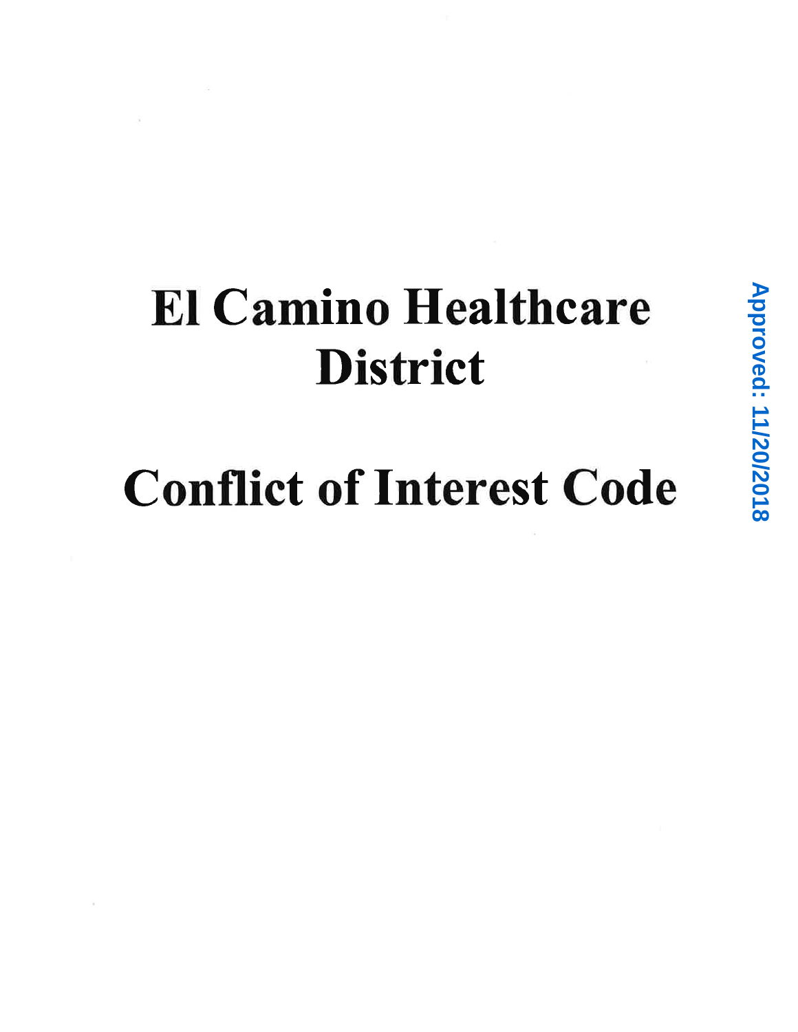# El Camino Healthcare District

# Conflict of Interest Code

Approved: 11/20/2018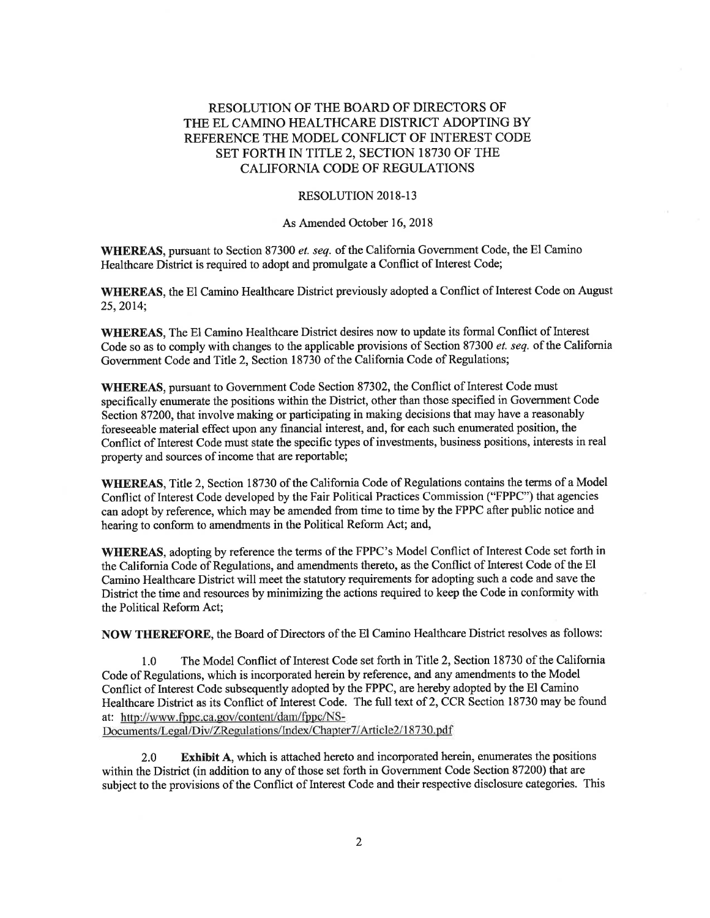# RESOLUTION OF THE BOARD OF DIRECTORS OF THE EL CAMINO HEALTHCARE DISTRICT ADOPTING BY REFERENCE THE MODEL CONFLICT OF INTEREST CODE SET FORTH IN TITLE 2, SECTION 18730 OF THE CALIFORNIA CODE OF REGULATIONS

RESOLUTION 2018-13

As Amended October 16, 2018

**WHEREAS**, pursuant to Section 87300 *et. seq.* of the California Government Code, the El Camino Healthcare District is required to adopt and promulgate a Conflict of Interest Code;

**WHEREAS**, the El Camino Healthcare District previously adopted a Conflict of Interest Code on August 25, 2014;

**WHEREAS**, The El Camino Healthcare District desires now to update its formal Conflict of Interest Code so as to comply with changes to the applicable provisions of Section 87300 *et. seq.* of the California Government Code and Title 2, Section 18730 of the California Code of Regulations;

**WHEREAS**, pursuant to Government Code Section 87302, the Conflict of Interest Code must specifically enumerate the positions within the District, other than those specified in Government Code Section 87200, that involve making or participating in making decisions that may have a reasonably foreseeable material effect upon any financial interest, and, for each such enumerated position, the Conflict of Interest Code must state the specific types of investments, business positions, interests in real property and sources of income that are reportable;

**WHEREAS**, Title 2, Section 18730 of the California Code of Regulations contains the terms of a Model Conflict of Interest Code developed by the Fair Political Practices Commission ("FPPC") that agencies can adopt by reference, which may be amended from time to time by the FPPC after public notice and hearing to conform to amendments in the Political Reform Act; and,

**WHEREAS**, adopting by reference the terms of the FPPC's Model Conflict of Interest Code set forth in the California Code of Regulations, and amendments thereto, as the Conflict of Interest Code of the El Camino Healthcare District will meet the statutory requirements for adopting such a code and save the District the time and resources by minimizing the actions required to keep the Code in conformity with the Political Reform Act;

**NOW THEREFORE**, the Board of Directors of the El Camino Healthcare District resolves as follows:

1.0 The Model Conflict of Interest Code set forth in Title 2, Section 18730 of the California Code of Regulations, which is incorporated herein by reference, and any amendments to the Model Conflict of Interest Code subsequently adopted by the FPPC, are hereby adopted by the El Camino Healthcare District as its Conflict of Interest Code. The full text of 2, CCR Section 18730 may be found at: http://www.fppc.ca.gov/content/dam/fppc/NS-Documents/Legal/Div/ZRegulations/Index/Chapter7/Article2/18730.pdf

2.0 **Exhibit A**, which is attached hereto and incorporated herein, enumerates the positions within the District (in addition to any of those set forth in Government Code Section 87200) that are subject to the provisions of the Conflict of Interest Code and their respective disclosure categories. This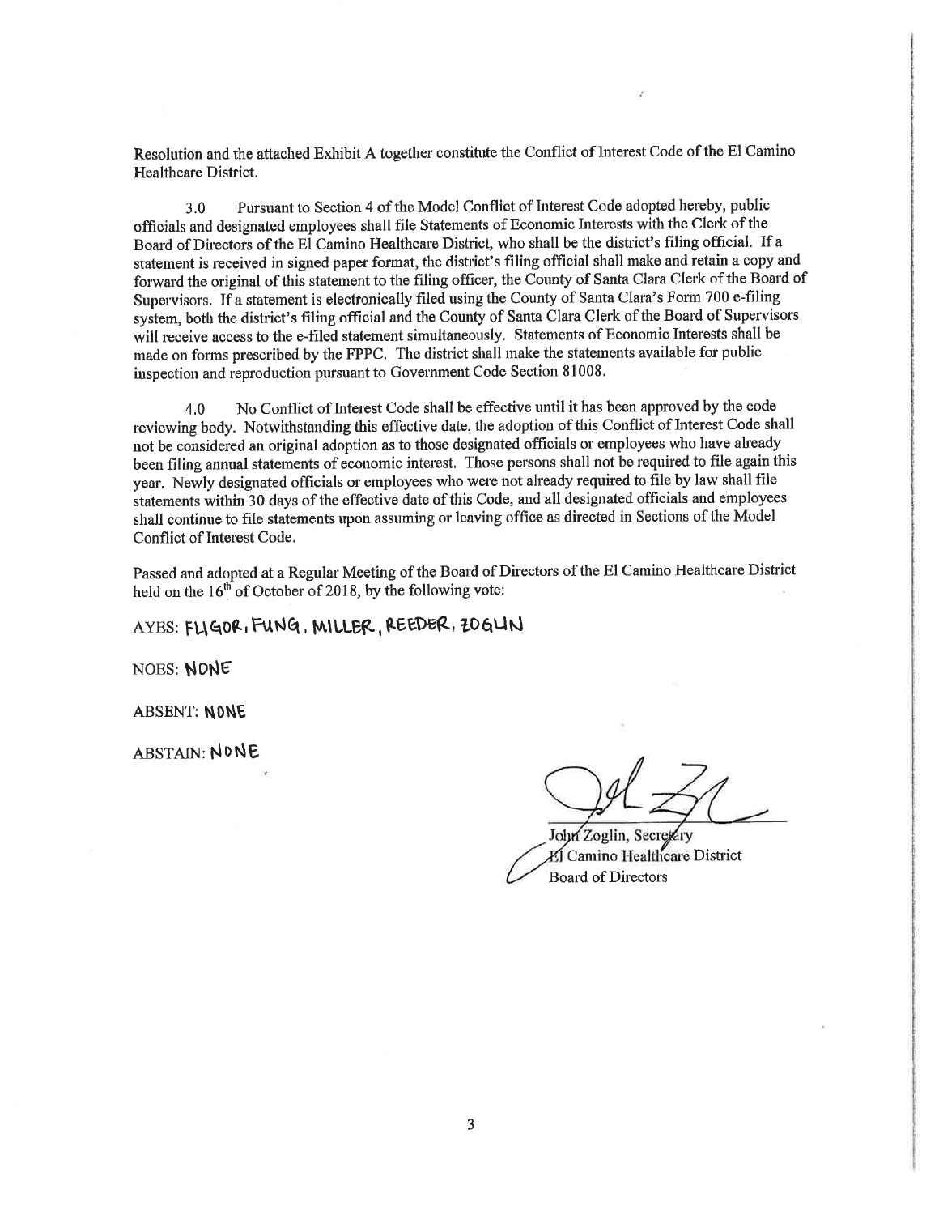Resolution and the attached Exhibit A together constitute the Conflict of Interest Code of the El Camino Healthcare District.

3.0 Pursuant to Section 4 of the Model Conflict of Interest Code adopted hereby, public officials and designated employees shall file Statements of Economic Interests with the Clerk of the Board of Directors of the El Camino Healthcare District, who shall be the district's filing official. If a statement is received in signed paper format, the district's filing official shall make and retain a copy and forward the original of this statement to the filing officer, the County of Santa Clara Clerk of the Board of Supervisors. If a statement is electronically filed using the County of Santa Clara's Form 700 e-filing system, both the district's filing official and the County of Santa Clara Clerk of the Board of Supervisors will receive access to the e-filed statement simultaneously. Statements of Economic Interests shall be made on forms prescribed by the FPPC. The district shall make the statements available for public inspection and reproduction pursuant to Government Code Section 81008.

4.0 No Conflict of Interest Code shall be effective until it has been approved by the code reviewing body. Notwithstanding this effective date, the adoption of this Conflict of Interest Code shall not be considered an original adoption as to those designated officials or employees who have already been filing annual statements of economic interest. Those persons shall not be required to file again this year. Newly designated officials or employees who were not already required to file by law shall file statements within 30 days of the effective date of this Code, and all designated officials and employees shall continue to file statements upon assuming or leaving office as directed in Sections of the Model Conflict of Interest Code.

Passed and adopted at a Regular Meeting of the Board of Directors of the El Camino Healthcare District held on the 16th of October of 2018, by the following vote:

AYES: FUGOR, FUNG, MILLER, REEDER, ZOGLIN

NOES: NONE

ABSENT: NONE

ABSTAIN: NONE

John Zoglin, Secretary
El Camino Healthcare District
Board of Directors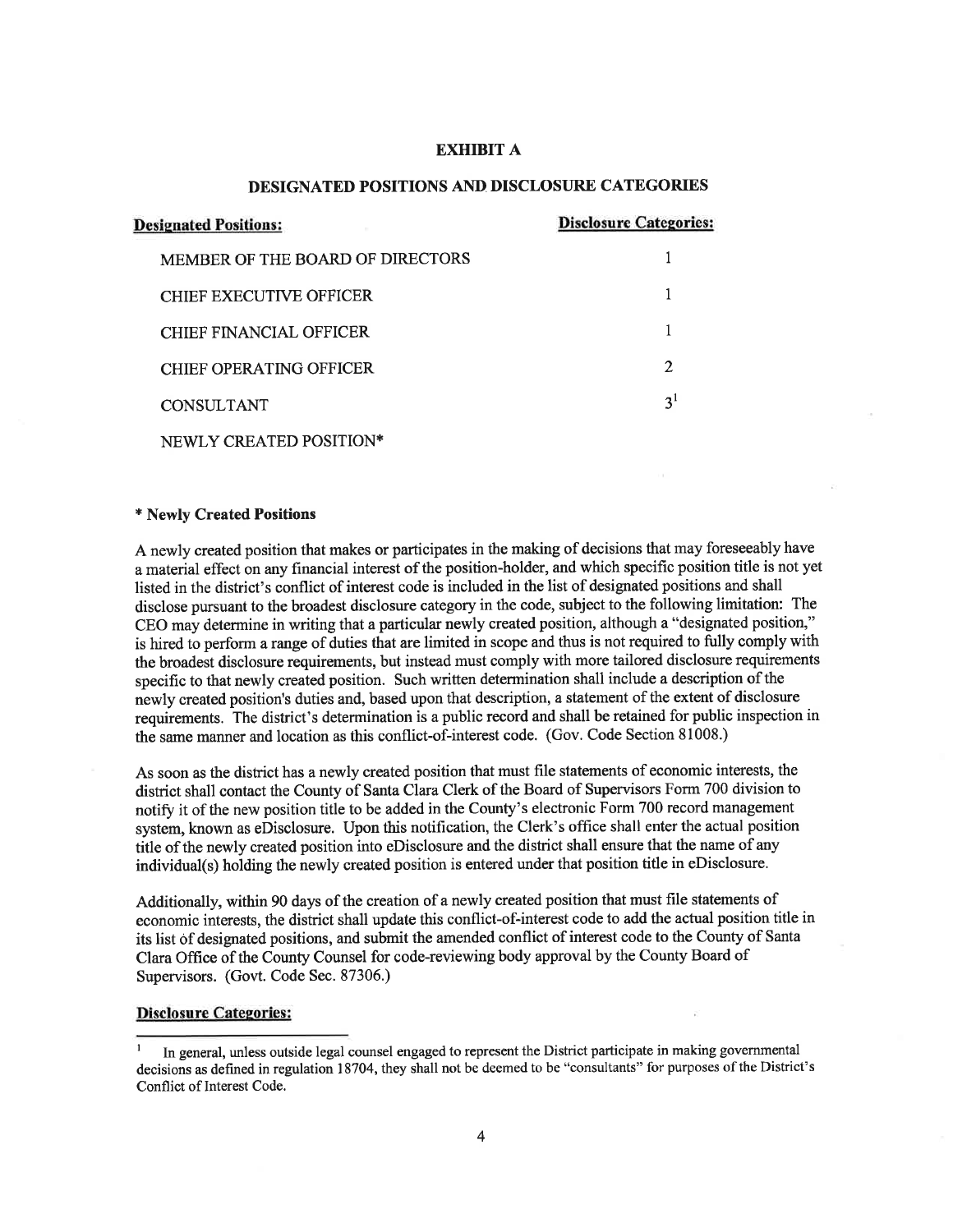# EXHIBIT A

## DESIGNATED POSITIONS AND DISCLOSURE CATEGORIES

| Designated Positions: | Disclosure Categories: |
|---|---|
| MEMBER OF THE BOARD OF DIRECTORS | 1 |
| CHIEF EXECUTIVE OFFICER | 1 |
| CHIEF FINANCIAL OFFICER | 1 |
| CHIEF OPERATING OFFICER | 2 |
| CONSULTANT | 3[1] |
| NEWLY CREATED POSITION* | |

**\* Newly Created Positions**

A newly created position that makes or participates in the making of decisions that may foreseeably have a material effect on any financial interest of the position-holder, and which specific position title is not yet listed in the district's conflict of interest code is included in the list of designated positions and shall disclose pursuant to the broadest disclosure category in the code, subject to the following limitation: The CEO may determine in writing that a particular newly created position, although a "designated position," is hired to perform a range of duties that are limited in scope and thus is not required to fully comply with the broadest disclosure requirements, but instead must comply with more tailored disclosure requirements specific to that newly created position. Such written determination shall include a description of the newly created position's duties and, based upon that description, a statement of the extent of disclosure requirements. The district's determination is a public record and shall be retained for public inspection in the same manner and location as this conflict-of-interest code. (Gov. Code Section 81008.)

As soon as the district has a newly created position that must file statements of economic interests, the district shall contact the County of Santa Clara Clerk of the Board of Supervisors Form 700 division to notify it of the new position title to be added in the County's electronic Form 700 record management system, known as eDisclosure. Upon this notification, the Clerk's office shall enter the actual position title of the newly created position into eDisclosure and the district shall ensure that the name of any individual(s) holding the newly created position is entered under that position title in eDisclosure.

Additionally, within 90 days of the creation of a newly created position that must file statements of economic interests, the district shall update this conflict-of-interest code to add the actual position title in its list of designated positions, and submit the amended conflict of interest code to the County of Santa Clara Office of the County Counsel for code-reviewing body approval by the County Board of Supervisors. (Govt. Code Sec. 87306.)

**Disclosure Categories:**

[1] In general, unless outside legal counsel engaged to represent the District participate in making governmental decisions as defined in regulation 18704, they shall not be deemed to be "consultants" for purposes of the District's Conflict of Interest Code.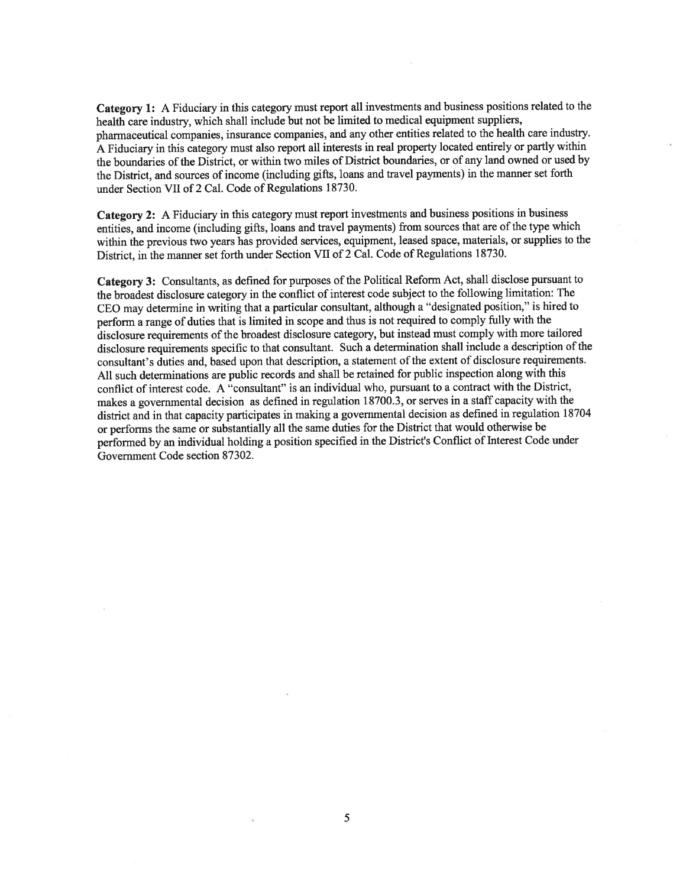**Category 1:** A Fiduciary in this category must report all investments and business positions related to the health care industry, which shall include but not be limited to medical equipment suppliers, pharmaceutical companies, insurance companies, and any other entities related to the health care industry. A Fiduciary in this category must also report all interests in real property located entirely or partly within the boundaries of the District, or within two miles of District boundaries, or of any land owned or used by the District, and sources of income (including gifts, loans and travel payments) in the manner set forth under Section VII of 2 Cal. Code of Regulations 18730.

**Category 2:** A Fiduciary in this category must report investments and business positions in business entities, and income (including gifts, loans and travel payments) from sources that are of the type which within the previous two years has provided services, equipment, leased space, materials, or supplies to the District, in the manner set forth under Section VII of 2 Cal. Code of Regulations 18730.

**Category 3:** Consultants, as defined for purposes of the Political Reform Act, shall disclose pursuant to the broadest disclosure category in the conflict of interest code subject to the following limitation: The CEO may determine in writing that a particular consultant, although a "designated position," is hired to perform a range of duties that is limited in scope and thus is not required to comply fully with the disclosure requirements of the broadest disclosure category, but instead must comply with more tailored disclosure requirements specific to that consultant. Such a determination shall include a description of the consultant's duties and, based upon that description, a statement of the extent of disclosure requirements. All such determinations are public records and shall be retained for public inspection along with this conflict of interest code. A "consultant" is an individual who, pursuant to a contract with the District, makes a governmental decision as defined in regulation 18700.3, or serves in a staff capacity with the district and in that capacity participates in making a governmental decision as defined in regulation 18704 or performs the same or substantially all the same duties for the District that would otherwise be performed by an individual holding a position specified in the District's Conflict of Interest Code under Government Code section 87302.